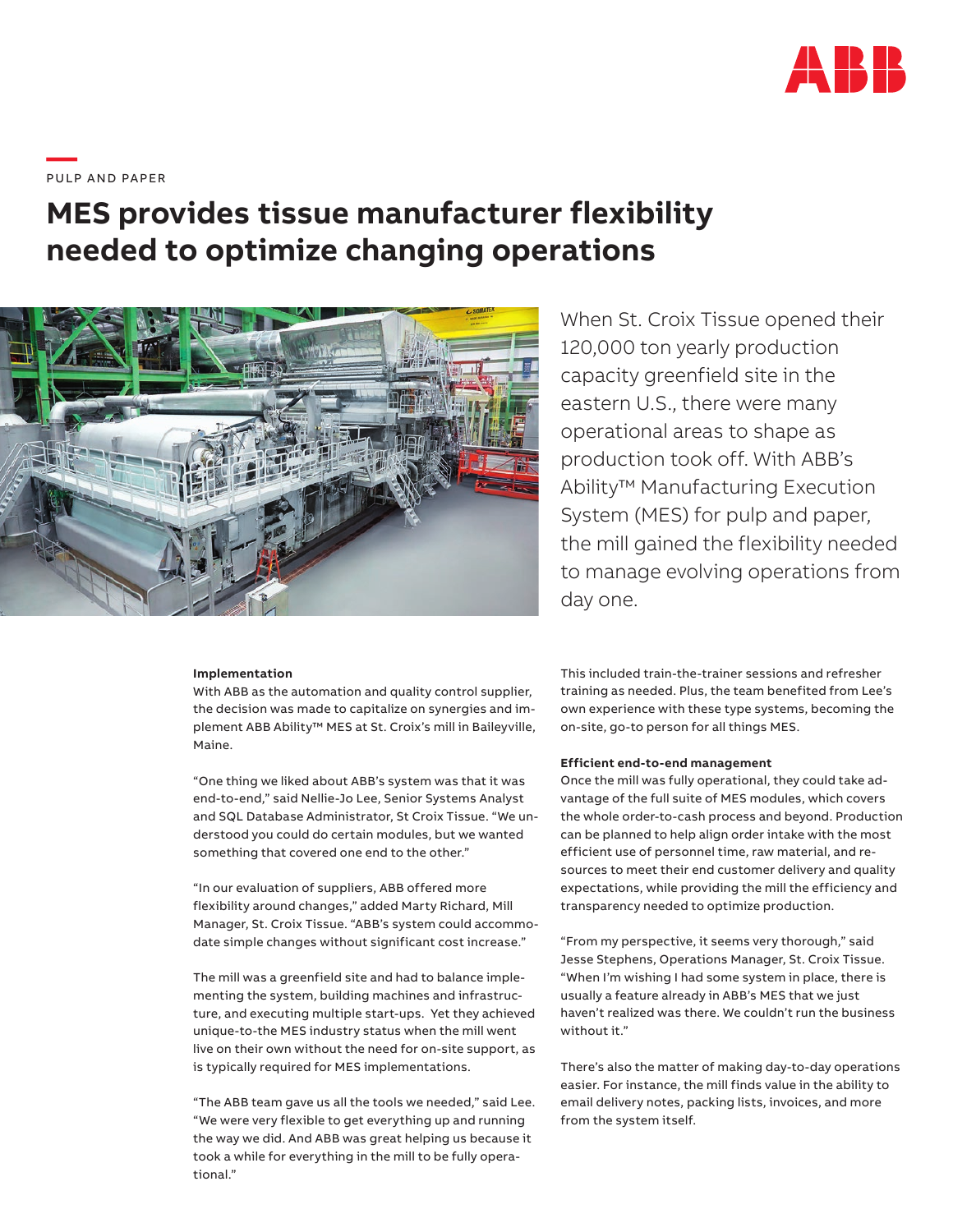PULP AND PAPER

# MES provides tissue manufacturer flexibility needed to optimize changing operations

When St. Croix Tissue opened their 120,000 ton yearly production capacity greenfield site in the eastern U.S., there were many operational areas to shape as production took off. With ABB's Ability™ Manufacturing Execution System (MES) for pulp and paper, the mill gained the flexibility needed to manage evolving operations from day one.

**Implementation**

With ABB as the automation and quality control supplier, the decision was made to capitalize on synergies and implement ABB Ability™ MES at St. Croix's mill in Baileyville, Maine.

"One thing we liked about ABB's system was that it was end-to-end," said Nellie-Jo Lee, Senior Systems Analyst and SQL Database Administrator, St Croix Tissue. "We understood you could do certain modules, but we wanted something that covered one end to the other."

"In our evaluation of suppliers, ABB offered more flexibility around changes," added Marty Richard, Mill Manager, St. Croix Tissue. "ABB's system could accommodate simple changes without significant cost increase."

The mill was a greenfield site and had to balance implementing the system, building machines and infrastructure, and executing multiple start-ups. Yet they achieved unique-to-the MES industry status when the mill went live on their own without the need for on-site support, as is typically required for MES implementations.

"The ABB team gave us all the tools we needed," said Lee. "We were very flexible to get everything up and running the way we did. And ABB was great helping us because it took a while for everything in the mill to be fully operational."

This included train-the-trainer sessions and refresher training as needed. Plus, the team benefited from Lee's own experience with these type systems, becoming the on-site, go-to person for all things MES.

**Efficient end-to-end management**

Once the mill was fully operational, they could take advantage of the full suite of MES modules, which covers the whole order-to-cash process and beyond. Production can be planned to help align order intake with the most efficient use of personnel time, raw material, and resources to meet their end customer delivery and quality expectations, while providing the mill the efficiency and transparency needed to optimize production.

"From my perspective, it seems very thorough," said Jesse Stephens, Operations Manager, St. Croix Tissue. "When I'm wishing I had some system in place, there is usually a feature already in ABB's MES that we just haven't realized was there. We couldn't run the business without it."

There's also the matter of making day-to-day operations easier. For instance, the mill finds value in the ability to email delivery notes, packing lists, invoices, and more from the system itself.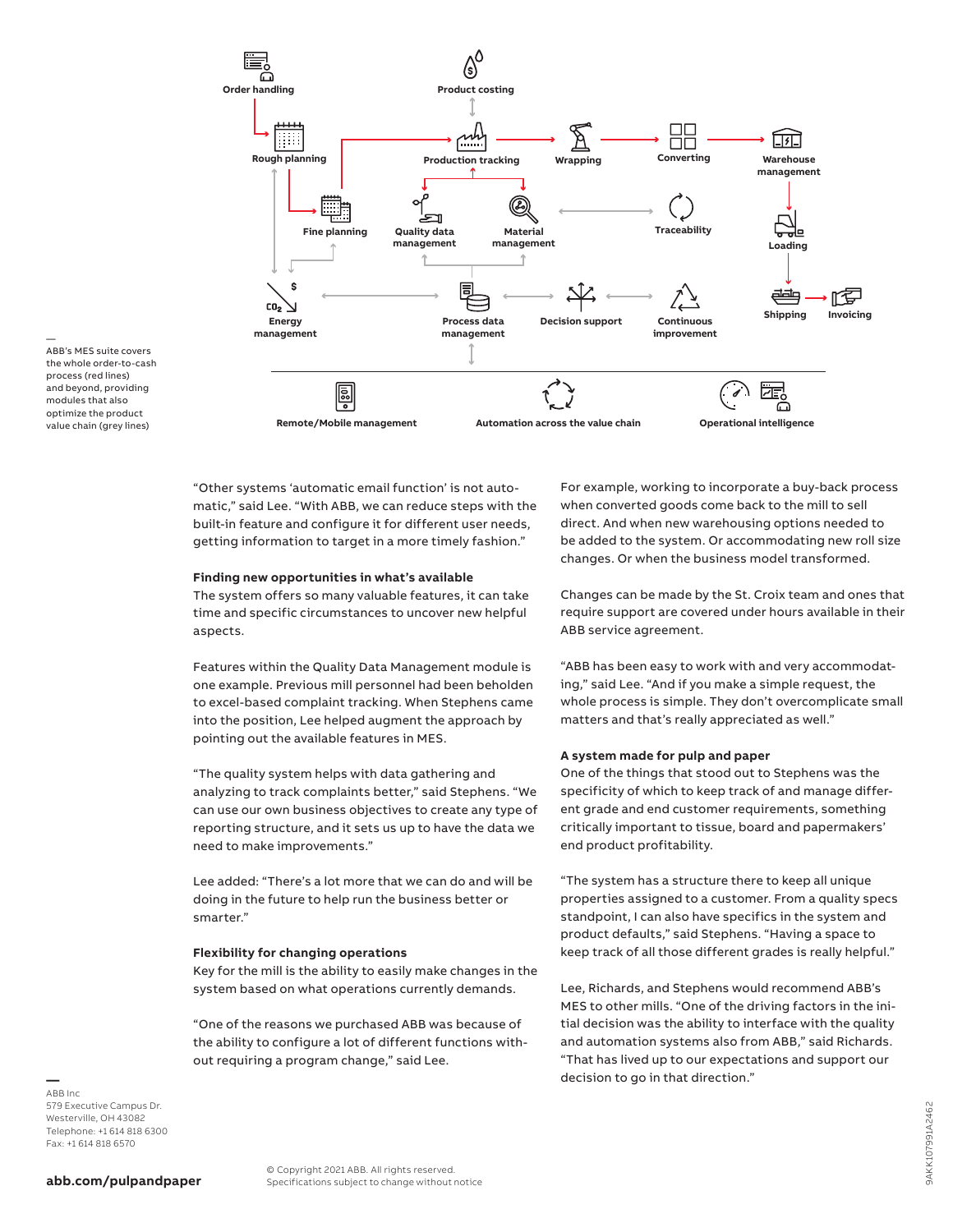Order handling

Product costing

Rough planning

Production tracking

Wrapping

Converting

Warehouse management

Fine planning

Quality data management

Material management

Traceability

Loading

$CO_2$

Energy management

Process data management

Decision support

Continuous improvement

Shipping

Invoicing

Remote/Mobile management

Automation across the value chain

Operational intelligence

ABB's MES suite covers the whole order-to-cash process (red lines) and beyond, providing modules that also optimize the product value chain (grey lines)

"Other systems 'automatic email function' is not automatic," said Lee. "With ABB, we can reduce steps with the built-in feature and configure it for different user needs, getting information to target in a more timely fashion."

**Finding new opportunities in what's available**

The system offers so many valuable features, it can take time and specific circumstances to uncover new helpful aspects.

Features within the Quality Data Management module is one example. Previous mill personnel had been beholden to excel-based complaint tracking. When Stephens came into the position, Lee helped augment the approach by pointing out the available features in MES.

"The quality system helps with data gathering and analyzing to track complaints better," said Stephens. "We can use our own business objectives to create any type of reporting structure, and it sets us up to have the data we need to make improvements."

Lee added: "There's a lot more that we can do and will be doing in the future to help run the business better or smarter."

**Flexibility for changing operations**

Key for the mill is the ability to easily make changes in the system based on what operations currently demands.

"One of the reasons we purchased ABB was because of the ability to configure a lot of different functions without requiring a program change," said Lee.

For example, working to incorporate a buy-back process when converted goods come back to the mill to sell direct. And when new warehousing options needed to be added to the system. Or accommodating new roll size changes. Or when the business model transformed.

Changes can be made by the St. Croix team and ones that require support are covered under hours available in their ABB service agreement.

"ABB has been easy to work with and very accommodating," said Lee. "And if you make a simple request, the whole process is simple. They don't overcomplicate small matters and that's really appreciated as well."

**A system made for pulp and paper**

One of the things that stood out to Stephens was the specificity of which to keep track of and manage different grade and end customer requirements, something critically important to tissue, board and papermakers' end product profitability.

"The system has a structure there to keep all unique properties assigned to a customer. From a quality specs standpoint, I can also have specifics in the system and product defaults," said Stephens. "Having a space to keep track of all those different grades is really helpful."

Lee, Richards, and Stephens would recommend ABB's MES to other mills. "One of the driving factors in the initial decision was the ability to interface with the quality and automation systems also from ABB," said Richards. "That has lived up to our expectations and support our decision to go in that direction."

ABB Inc
579 Executive Campus Dr.
Westerville, OH 43082
Telephone: +1 614 818 6300
Fax: +1 614 818 6570

**abb.com/pulpandpaper**

© Copyright 2021 ABB. All rights reserved.
Specifications subject to change without notice

9AKK107991A2462